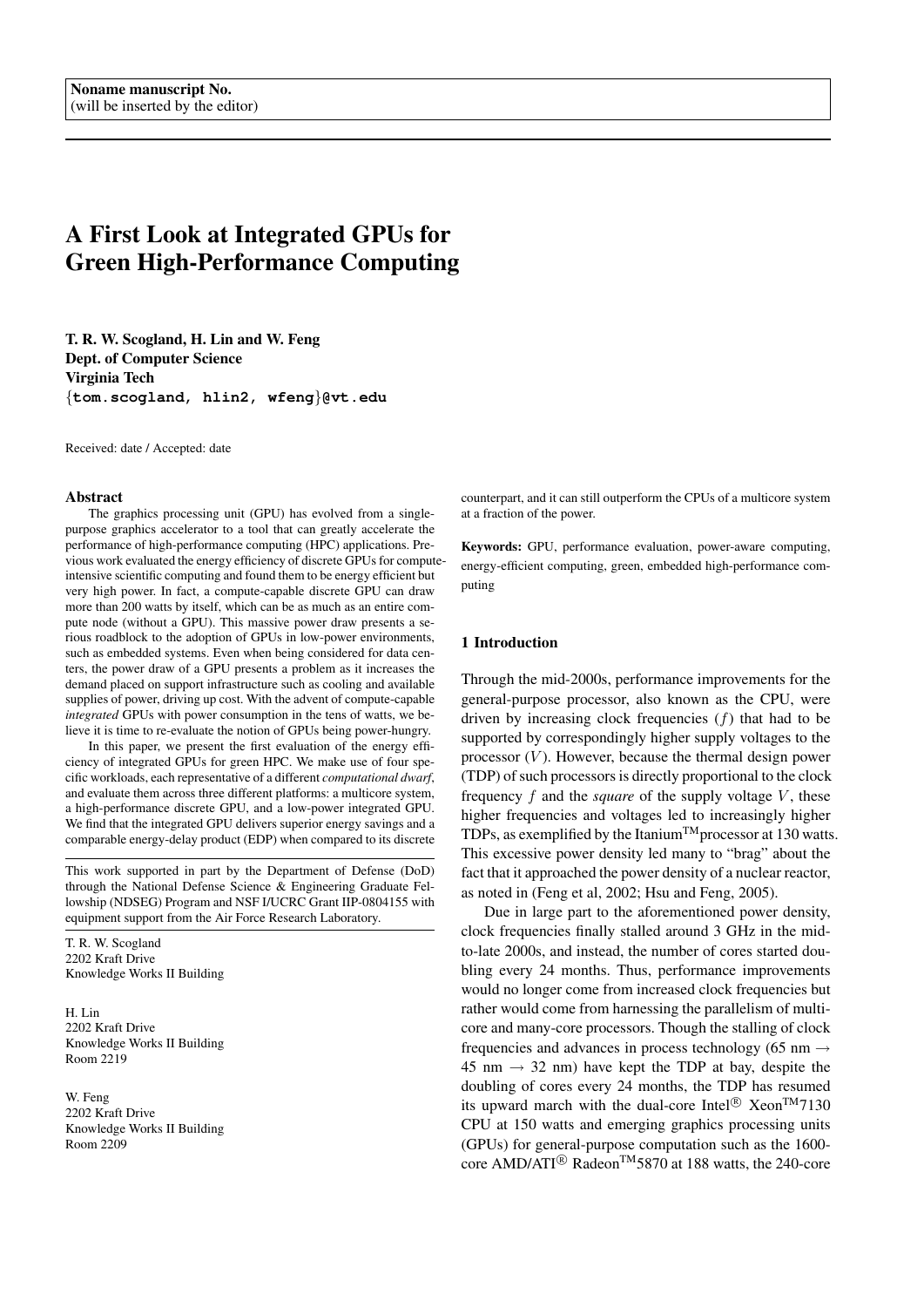**Noname manuscript No.**
(will be inserted by the editor)

# A First Look at Integrated GPUs for Green High-Performance Computing

**T. R. W. Scogland, H. Lin and W. Feng**
**Dept. of Computer Science**
**Virginia Tech**
{**tom.scogland, hlin2, wfeng**}**@vt.edu**

Received: date / Accepted: date

## Abstract

The graphics processing unit (GPU) has evolved from a single-purpose graphics accelerator to a tool that can greatly accelerate the performance of high-performance computing (HPC) applications. Previous work evaluated the energy efficiency of discrete GPUs for compute-intensive scientific computing and found them to be energy efficient but very high power. In fact, a compute-capable discrete GPU can draw more than 200 watts by itself, which can be as much as an entire compute node (without a GPU). This massive power draw presents a serious roadblock to the adoption of GPUs in low-power environments, such as embedded systems. Even when being considered for data centers, the power draw of a GPU presents a problem as it increases the demand placed on support infrastructure such as cooling and available supplies of power, driving up cost. With the advent of compute-capable *integrated* GPUs with power consumption in the tens of watts, we believe it is time to re-evaluate the notion of GPUs being power-hungry.

In this paper, we present the first evaluation of the energy efficiency of integrated GPUs for green HPC. We make use of four specific workloads, each representative of a different *computational dwarf*, and evaluate them across three different platforms: a multicore system, a high-performance discrete GPU, and a low-power integrated GPU. We find that the integrated GPU delivers superior energy savings and a comparable energy-delay product (EDP) when compared to its discrete counterpart, and it can still outperform the CPUs of a multicore system at a fraction of the power.

**Keywords:** GPU, performance evaluation, power-aware computing, energy-efficient computing, green, embedded high-performance computing

This work supported in part by the Department of Defense (DoD) through the National Defense Science & Engineering Graduate Fellowship (NDSEG) Program and NSF I/UCRC Grant IIP-0804155 with equipment support from the Air Force Research Laboratory.

T. R. W. Scogland
2202 Kraft Drive
Knowledge Works II Building

H. Lin
2202 Kraft Drive
Knowledge Works II Building
Room 2219

W. Feng
2202 Kraft Drive
Knowledge Works II Building
Room 2209

## 1 Introduction

Through the mid-2000s, performance improvements for the general-purpose processor, also known as the CPU, were driven by increasing clock frequencies ($f$) that had to be supported by correspondingly higher supply voltages to the processor ($V$). However, because the thermal design power (TDP) of such processors is directly proportional to the clock frequency $f$ and the *square* of the supply voltage $V$, these higher frequencies and voltages led to increasingly higher TDPs, as exemplified by the Itanium™ processor at 130 watts. This excessive power density led many to "brag" about the fact that it approached the power density of a nuclear reactor, as noted in (Feng et al, 2002; Hsu and Feng, 2005).

Due in large part to the aforementioned power density, clock frequencies finally stalled around 3 GHz in the mid-to-late 2000s, and instead, the number of cores started doubling every 24 months. Thus, performance improvements would no longer come from increased clock frequencies but rather would come from harnessing the parallelism of multicore and many-core processors. Though the stalling of clock frequencies and advances in process technology (65 nm → 45 nm → 32 nm) have kept the TDP at bay, despite the doubling of cores every 24 months, the TDP has resumed its upward march with the dual-core Intel® Xeon™7130 CPU at 150 watts and emerging graphics processing units (GPUs) for general-purpose computation such as the 1600-core AMD/ATI® Radeon™5870 at 188 watts, the 240-core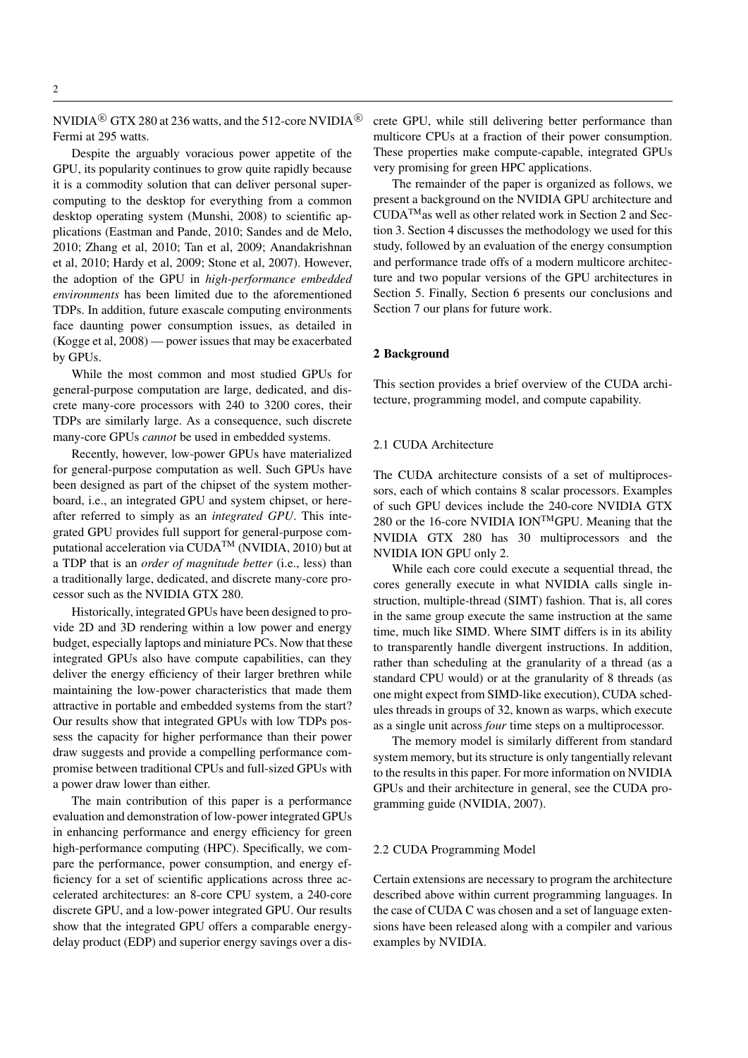NVIDIA® GTX 280 at 236 watts, and the 512-core NVIDIA® Fermi at 295 watts.

Despite the arguably voracious power appetite of the GPU, its popularity continues to grow quite rapidly because it is a commodity solution that can deliver personal supercomputing to the desktop for everything from a common desktop operating system (Munshi, 2008) to scientific applications (Eastman and Pande, 2010; Sandes and de Melo, 2010; Zhang et al, 2010; Tan et al, 2009; Anandakrishnan et al, 2010; Hardy et al, 2009; Stone et al, 2007). However, the adoption of the GPU in *high-performance embedded environments* has been limited due to the aforementioned TDPs. In addition, future exascale computing environments face daunting power consumption issues, as detailed in (Kogge et al, 2008) — power issues that may be exacerbated by GPUs.

While the most common and most studied GPUs for general-purpose computation are large, dedicated, and discrete many-core processors with 240 to 3200 cores, their TDPs are similarly large. As a consequence, such discrete many-core GPUs *cannot* be used in embedded systems.

Recently, however, low-power GPUs have materialized for general-purpose computation as well. Such GPUs have been designed as part of the chipset of the system motherboard, i.e., an integrated GPU and system chipset, or hereafter referred to simply as an *integrated GPU*. This integrated GPU provides full support for general-purpose computational acceleration via CUDA™ (NVIDIA, 2010) but at a TDP that is an *order of magnitude better* (i.e., less) than a traditionally large, dedicated, and discrete many-core processor such as the NVIDIA GTX 280.

Historically, integrated GPUs have been designed to provide 2D and 3D rendering within a low power and energy budget, especially laptops and miniature PCs. Now that these integrated GPUs also have compute capabilities, can they deliver the energy efficiency of their larger brethren while maintaining the low-power characteristics that made them attractive in portable and embedded systems from the start? Our results show that integrated GPUs with low TDPs possess the capacity for higher performance than their power draw suggests and provide a compelling performance compromise between traditional CPUs and full-sized GPUs with a power draw lower than either.

The main contribution of this paper is a performance evaluation and demonstration of low-power integrated GPUs in enhancing performance and energy efficiency for green high-performance computing (HPC). Specifically, we compare the performance, power consumption, and energy efficiency for a set of scientific applications across three accelerated architectures: an 8-core CPU system, a 240-core discrete GPU, and a low-power integrated GPU. Our results show that the integrated GPU offers a comparable energy-delay product (EDP) and superior energy savings over a discrete GPU, while still delivering better performance than multicore CPUs at a fraction of their power consumption. These properties make compute-capable, integrated GPUs very promising for green HPC applications.

The remainder of the paper is organized as follows, we present a background on the NVIDIA GPU architecture and CUDA™as well as other related work in Section 2 and Section 3. Section 4 discusses the methodology we used for this study, followed by an evaluation of the energy consumption and performance trade offs of a modern multicore architecture and two popular versions of the GPU architectures in Section 5. Finally, Section 6 presents our conclusions and Section 7 our plans for future work.

## 2 Background

This section provides a brief overview of the CUDA architecture, programming model, and compute capability.

### 2.1 CUDA Architecture

The CUDA architecture consists of a set of multiprocessors, each of which contains 8 scalar processors. Examples of such GPU devices include the 240-core NVIDIA GTX 280 or the 16-core NVIDIA ION™GPU. Meaning that the NVIDIA GTX 280 has 30 multiprocessors and the NVIDIA ION GPU only 2.

While each core could execute a sequential thread, the cores generally execute in what NVIDIA calls single instruction, multiple-thread (SIMT) fashion. That is, all cores in the same group execute the same instruction at the same time, much like SIMD. Where SIMT differs is in its ability to transparently handle divergent instructions. In addition, rather than scheduling at the granularity of a thread (as a standard CPU would) or at the granularity of 8 threads (as one might expect from SIMD-like execution), CUDA schedules threads in groups of 32, known as warps, which execute as a single unit across *four* time steps on a multiprocessor.

The memory model is similarly different from standard system memory, but its structure is only tangentially relevant to the results in this paper. For more information on NVIDIA GPUs and their architecture in general, see the CUDA programming guide (NVIDIA, 2007).

### 2.2 CUDA Programming Model

Certain extensions are necessary to program the architecture described above within current programming languages. In the case of CUDA C was chosen and a set of language extensions have been released along with a compiler and various examples by NVIDIA.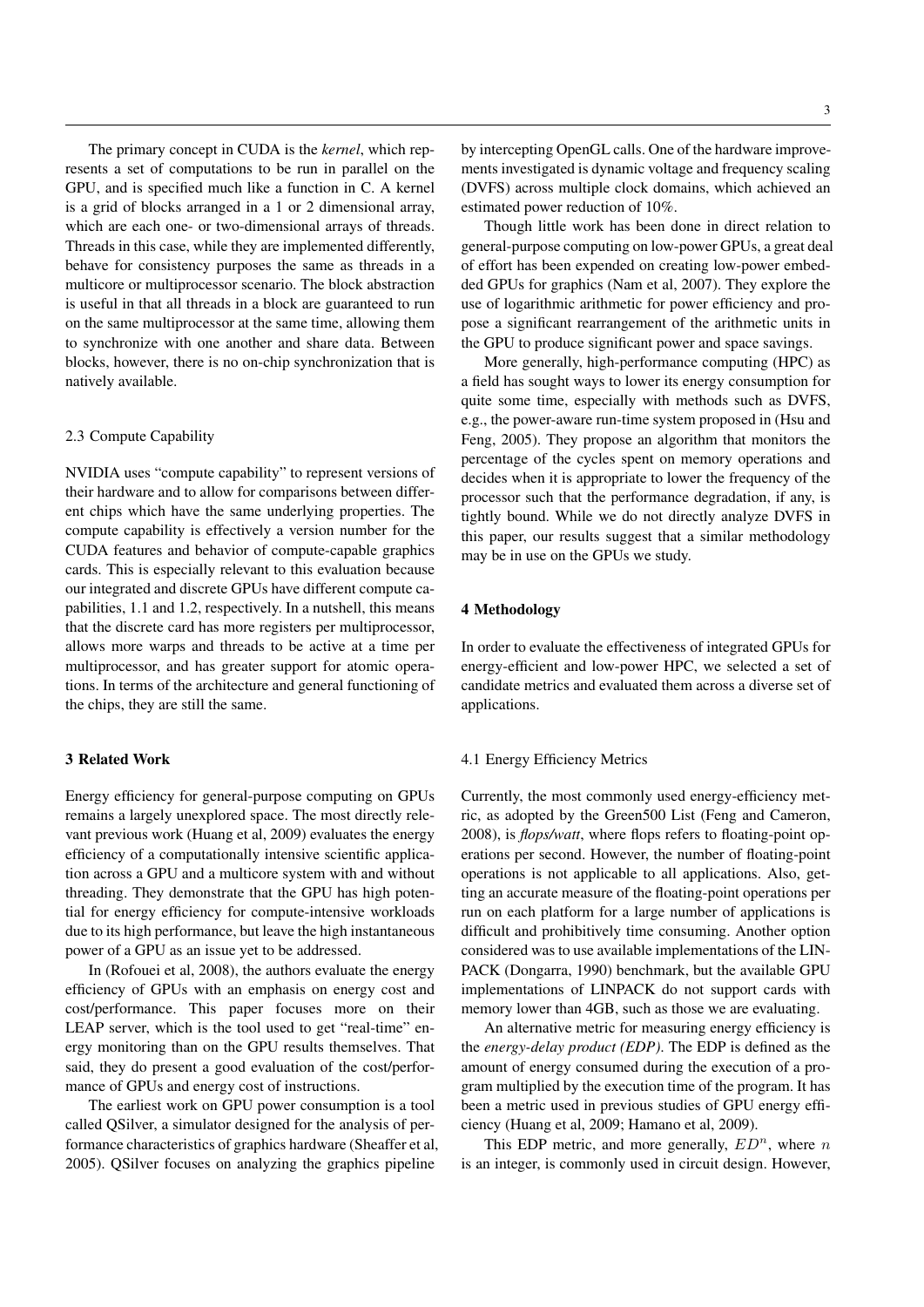The primary concept in CUDA is the *kernel*, which represents a set of computations to be run in parallel on the GPU, and is specified much like a function in C. A kernel is a grid of blocks arranged in a 1 or 2 dimensional array, which are each one- or two-dimensional arrays of threads. Threads in this case, while they are implemented differently, behave for consistency purposes the same as threads in a multicore or multiprocessor scenario. The block abstraction is useful in that all threads in a block are guaranteed to run on the same multiprocessor at the same time, allowing them to synchronize with one another and share data. Between blocks, however, there is no on-chip synchronization that is natively available.

### 2.3 Compute Capability

NVIDIA uses "compute capability" to represent versions of their hardware and to allow for comparisons between different chips which have the same underlying properties. The compute capability is effectively a version number for the CUDA features and behavior of compute-capable graphics cards. This is especially relevant to this evaluation because our integrated and discrete GPUs have different compute capabilities, 1.1 and 1.2, respectively. In a nutshell, this means that the discrete card has more registers per multiprocessor, allows more warps and threads to be active at a time per multiprocessor, and has greater support for atomic operations. In terms of the architecture and general functioning of the chips, they are still the same.

## 3 Related Work

Energy efficiency for general-purpose computing on GPUs remains a largely unexplored space. The most directly relevant previous work (Huang et al, 2009) evaluates the energy efficiency of a computationally intensive scientific application across a GPU and a multicore system with and without threading. They demonstrate that the GPU has high potential for energy efficiency for compute-intensive workloads due to its high performance, but leave the high instantaneous power of a GPU as an issue yet to be addressed.

In (Rofouei et al, 2008), the authors evaluate the energy efficiency of GPUs with an emphasis on energy cost and cost/performance. This paper focuses more on their LEAP server, which is the tool used to get "real-time" energy monitoring than on the GPU results themselves. That said, they do present a good evaluation of the cost/performance of GPUs and energy cost of instructions.

The earliest work on GPU power consumption is a tool called QSilver, a simulator designed for the analysis of performance characteristics of graphics hardware (Sheaffer et al, 2005). QSilver focuses on analyzing the graphics pipeline by intercepting OpenGL calls. One of the hardware improvements investigated is dynamic voltage and frequency scaling (DVFS) across multiple clock domains, which achieved an estimated power reduction of 10%.

Though little work has been done in direct relation to general-purpose computing on low-power GPUs, a great deal of effort has been expended on creating low-power embedded GPUs for graphics (Nam et al, 2007). They explore the use of logarithmic arithmetic for power efficiency and propose a significant rearrangement of the arithmetic units in the GPU to produce significant power and space savings.

More generally, high-performance computing (HPC) as a field has sought ways to lower its energy consumption for quite some time, especially with methods such as DVFS, e.g., the power-aware run-time system proposed in (Hsu and Feng, 2005). They propose an algorithm that monitors the percentage of the cycles spent on memory operations and decides when it is appropriate to lower the frequency of the processor such that the performance degradation, if any, is tightly bound. While we do not directly analyze DVFS in this paper, our results suggest that a similar methodology may be in use on the GPUs we study.

## 4 Methodology

In order to evaluate the effectiveness of integrated GPUs for energy-efficient and low-power HPC, we selected a set of candidate metrics and evaluated them across a diverse set of applications.

### 4.1 Energy Efficiency Metrics

Currently, the most commonly used energy-efficiency metric, as adopted by the Green500 List (Feng and Cameron, 2008), is *flops/watt*, where flops refers to floating-point operations per second. However, the number of floating-point operations is not applicable to all applications. Also, getting an accurate measure of the floating-point operations per run on each platform for a large number of applications is difficult and prohibitively time consuming. Another option considered was to use available implementations of the LINPACK (Dongarra, 1990) benchmark, but the available GPU implementations of LINPACK do not support cards with memory lower than 4GB, such as those we are evaluating.

An alternative metric for measuring energy efficiency is the *energy-delay product (EDP)*. The EDP is defined as the amount of energy consumed during the execution of a program multiplied by the execution time of the program. It has been a metric used in previous studies of GPU energy efficiency (Huang et al, 2009; Hamano et al, 2009).

This EDP metric, and more generally, $ED^n$, where $n$ is an integer, is commonly used in circuit design. However,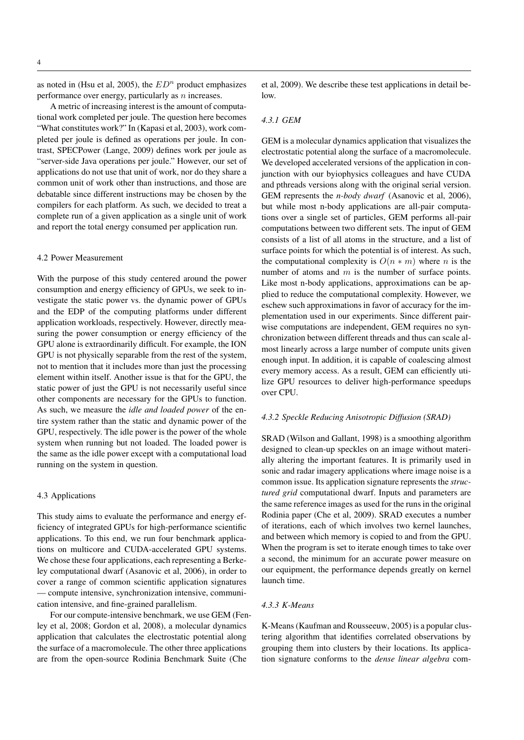as noted in (Hsu et al, 2005), the $ED^n$ product emphasizes performance over energy, particularly as $n$ increases.

A metric of increasing interest is the amount of computational work completed per joule. The question here becomes "What constitutes work?" In (Kapasi et al, 2003), work completed per joule is defined as operations per joule. In contrast, SPECPower (Lange, 2009) defines work per joule as "server-side Java operations per joule." However, our set of applications do not use that unit of work, nor do they share a common unit of work other than instructions, and those are debatable since different instructions may be chosen by the compilers for each platform. As such, we decided to treat a complete run of a given application as a single unit of work and report the total energy consumed per application run.

### 4.2 Power Measurement

With the purpose of this study centered around the power consumption and energy efficiency of GPUs, we seek to investigate the static power vs. the dynamic power of GPUs and the EDP of the computing platforms under different application workloads, respectively. However, directly measuring the power consumption or energy efficiency of the GPU alone is extraordinarily difficult. For example, the ION GPU is not physically separable from the rest of the system, not to mention that it includes more than just the processing element within itself. Another issue is that for the GPU, the static power of just the GPU is not necessarily useful since other components are necessary for the GPUs to function. As such, we measure the *idle and loaded power* of the entire system rather than the static and dynamic power of the GPU, respectively. The idle power is the power of the whole system when running but not loaded. The loaded power is the same as the idle power except with a computational load running on the system in question.

### 4.3 Applications

This study aims to evaluate the performance and energy efficiency of integrated GPUs for high-performance scientific applications. To this end, we run four benchmark applications on multicore and CUDA-accelerated GPU systems. We chose these four applications, each representing a Berkeley computational dwarf (Asanovic et al, 2006), in order to cover a range of common scientific application signatures — compute intensive, synchronization intensive, communication intensive, and fine-grained parallelism.

For our compute-intensive benchmark, we use GEM (Fenley et al, 2008; Gordon et al, 2008), a molecular dynamics application that calculates the electrostatic potential along the surface of a macromolecule. The other three applications are from the open-source Rodinia Benchmark Suite (Che et al, 2009). We describe these test applications in detail below.

#### *4.3.1 GEM*

GEM is a molecular dynamics application that visualizes the electrostatic potential along the surface of a macromolecule. We developed accelerated versions of the application in conjunction with our byiophysics colleagues and have CUDA and pthreads versions along with the original serial version. GEM represents the *n-body dwarf* (Asanovic et al, 2006), but while most n-body applications are all-pair computations over a single set of particles, GEM performs all-pair computations between two different sets. The input of GEM consists of a list of all atoms in the structure, and a list of surface points for which the potential is of interest. As such, the computational complexity is $O(n * m)$ where $n$ is the number of atoms and $m$ is the number of surface points. Like most n-body applications, approximations can be applied to reduce the computational complexity. However, we eschew such approximations in favor of accuracy for the implementation used in our experiments. Since different pairwise computations are independent, GEM requires no synchronization between different threads and thus can scale almost linearly across a large number of compute units given enough input. In addition, it is capable of coalescing almost every memory access. As a result, GEM can efficiently utilize GPU resources to deliver high-performance speedups over CPU.

#### *4.3.2 Speckle Reducing Anisotropic Diffusion (SRAD)*

SRAD (Wilson and Gallant, 1998) is a smoothing algorithm designed to clean-up speckles on an image without materially altering the important features. It is primarily used in sonic and radar imagery applications where image noise is a common issue. Its application signature represents the *structured grid* computational dwarf. Inputs and parameters are the same reference images as used for the runs in the original Rodinia paper (Che et al, 2009). SRAD executes a number of iterations, each of which involves two kernel launches, and between which memory is copied to and from the GPU. When the program is set to iterate enough times to take over a second, the minimum for an accurate power measure on our equipment, the performance depends greatly on kernel launch time.

#### *4.3.3 K-Means*

K-Means (Kaufman and Rousseeuw, 2005) is a popular clustering algorithm that identifies correlated observations by grouping them into clusters by their locations. Its application signature conforms to the *dense linear algebra* com-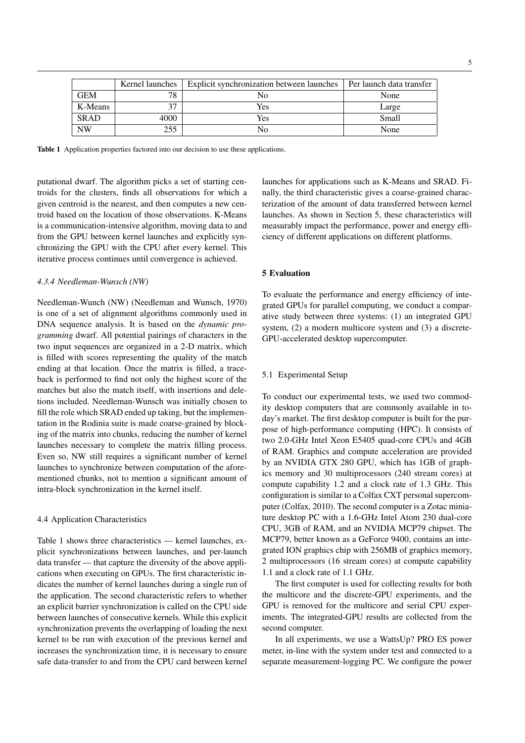| | Kernel launches | Explicit synchronization between launches | Per launch data transfer |
|---|---|---|---|
| GEM | 78 | No | None |
| K-Means | 37 | Yes | Large |
| SRAD | 4000 | Yes | Small |
| NW | 255 | No | None |

**Table 1** Application properties factored into our decision to use these applications.

putational dwarf. The algorithm picks a set of starting centroids for the clusters, finds all observations for which a given centroid is the nearest, and then computes a new centroid based on the location of those observations. K-Means is a communication-intensive algorithm, moving data to and from the GPU between kernel launches and explicitly synchronizing the GPU with the CPU after every kernel. This iterative process continues until convergence is achieved.

#### *4.3.4 Needleman-Wunsch (NW)*

Needleman-Wunch (NW) (Needleman and Wunsch, 1970) is one of a set of alignment algorithms commonly used in DNA sequence analysis. It is based on the *dynamic programming* dwarf. All potential pairings of characters in the two input sequences are organized in a 2-D matrix, which is filled with scores representing the quality of the match ending at that location. Once the matrix is filled, a traceback is performed to find not only the highest score of the matches but also the match itself, with insertions and deletions included. Needleman-Wunsch was initially chosen to fill the role which SRAD ended up taking, but the implementation in the Rodinia suite is made coarse-grained by blocking of the matrix into chunks, reducing the number of kernel launches necessary to complete the matrix filling process. Even so, NW still requires a significant number of kernel launches to synchronize between computation of the aforementioned chunks, not to mention a significant amount of intra-block synchronization in the kernel itself.

### 4.4 Application Characteristics

Table 1 shows three characteristics — kernel launches, explicit synchronizations between launches, and per-launch data transfer — that capture the diversity of the above applications when executing on GPUs. The first characteristic indicates the number of kernel launches during a single run of the application. The second characteristic refers to whether an explicit barrier synchronization is called on the CPU side between launches of consecutive kernels. While this explicit synchronization prevents the overlapping of loading the next kernel to be run with execution of the previous kernel and increases the synchronization time, it is necessary to ensure safe data-transfer to and from the CPU card between kernel launches for applications such as K-Means and SRAD. Finally, the third characteristic gives a coarse-grained characterization of the amount of data transferred between kernel launches. As shown in Section 5, these characteristics will measurably impact the performance, power and energy efficiency of different applications on different platforms.

## 5 Evaluation

To evaluate the performance and energy efficiency of integrated GPUs for parallel computing, we conduct a comparative study between three systems: (1) an integrated GPU system, (2) a modern multicore system and (3) a discrete-GPU-accelerated desktop supercomputer.

### 5.1 Experimental Setup

To conduct our experimental tests, we used two commodity desktop computers that are commonly available in today's market. The first desktop computer is built for the purpose of high-performance computing (HPC). It consists of two 2.0-GHz Intel Xeon E5405 quad-core CPUs and 4GB of RAM. Graphics and compute acceleration are provided by an NVIDIA GTX 280 GPU, which has 1GB of graphics memory and 30 multiprocessors (240 stream cores) at compute capability 1.2 and a clock rate of 1.3 GHz. This configuration is similar to a Colfax CXT personal supercomputer (Colfax, 2010). The second computer is a Zotac miniature desktop PC with a 1.6-GHz Intel Atom 230 dual-core CPU, 3GB of RAM, and an NVIDIA MCP79 chipset. The MCP79, better known as a GeForce 9400, contains an integrated ION graphics chip with 256MB of graphics memory, 2 multiprocessors (16 stream cores) at compute capability 1.1 and a clock rate of 1.1 GHz.

The first computer is used for collecting results for both the multicore and the discrete-GPU experiments, and the GPU is removed for the multicore and serial CPU experiments. The integrated-GPU results are collected from the second computer.

In all experiments, we use a WattsUp? PRO ES power meter, in-line with the system under test and connected to a separate measurement-logging PC. We configure the power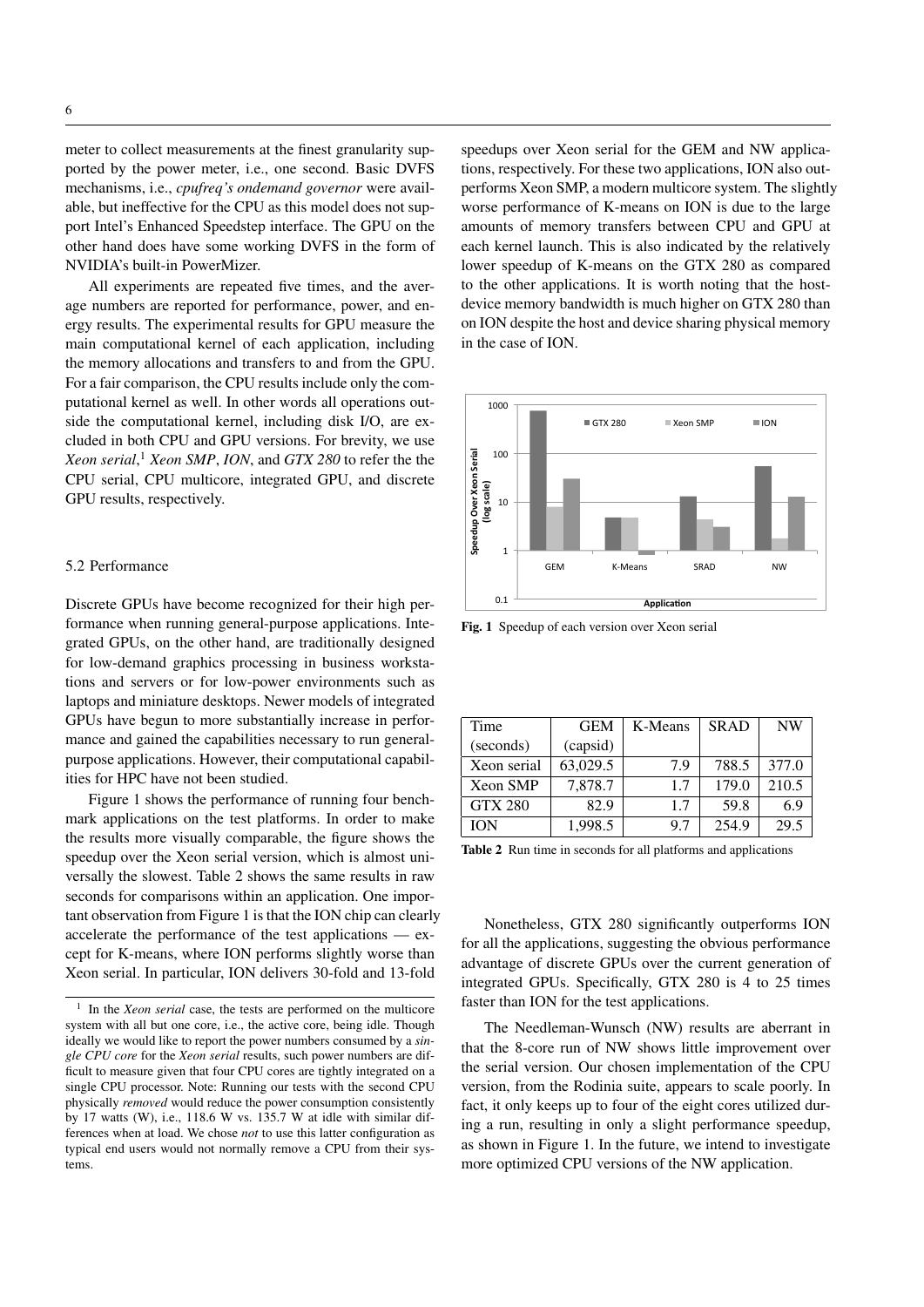meter to collect measurements at the finest granularity supported by the power meter, i.e., one second. Basic DVFS mechanisms, i.e., *cpufreq's ondemand governor* were available, but ineffective for the CPU as this model does not support Intel's Enhanced Speedstep interface. The GPU on the other hand does have some working DVFS in the form of NVIDIA's built-in PowerMizer.

All experiments are repeated five times, and the average numbers are reported for performance, power, and energy results. The experimental results for GPU measure the main computational kernel of each application, including the memory allocations and transfers to and from the GPU. For a fair comparison, the CPU results include only the computational kernel as well. In other words all operations outside the computational kernel, including disk I/O, are excluded in both CPU and GPU versions. For brevity, we use *Xeon serial*,[1] *Xeon SMP*, *ION*, and *GTX 280* to refer the the CPU serial, CPU multicore, integrated GPU, and discrete GPU results, respectively.

### 5.2 Performance

Discrete GPUs have become recognized for their high performance when running general-purpose applications. Integrated GPUs, on the other hand, are traditionally designed for low-demand graphics processing in business workstations and servers or for low-power environments such as laptops and miniature desktops. Newer models of integrated GPUs have begun to more substantially increase in performance and gained the capabilities necessary to run general-purpose applications. However, their computational capabilities for HPC have not been studied.

Figure 1 shows the performance of running four benchmark applications on the test platforms. In order to make the results more visually comparable, the figure shows the speedup over the Xeon serial version, which is almost universally the slowest. Table 2 shows the same results in raw seconds for comparisons within an application. One important observation from Figure 1 is that the ION chip can clearly accelerate the performance of the test applications — except for K-means, where ION performs slightly worse than Xeon serial. In particular, ION delivers 30-fold and 13-fold speedups over Xeon serial for the GEM and NW applications, respectively. For these two applications, ION also outperforms Xeon SMP, a modern multicore system. The slightly worse performance of K-means on ION is due to the large amounts of memory transfers between CPU and GPU at each kernel launch. This is also indicated by the relatively lower speedup of K-means on the GTX 280 as compared to the other applications. It is worth noting that the host-device memory bandwidth is much higher on GTX 280 than on ION despite the host and device sharing physical memory in the case of ION.

**Fig. 1** Speedup of each version over Xeon serial

| Time (seconds) | GEM (capsid) | K-Means | SRAD | NW |
|---|---|---|---|---|
| Xeon serial | 63,029.5 | 7.9 | 788.5 | 377.0 |
| Xeon SMP | 7,878.7 | 1.7 | 179.0 | 210.5 |
| GTX 280 | 82.9 | 1.7 | 59.8 | 6.9 |
| ION | 1,998.5 | 9.7 | 254.9 | 29.5 |

**Table 2** Run time in seconds for all platforms and applications

Nonetheless, GTX 280 significantly outperforms ION for all the applications, suggesting the obvious performance advantage of discrete GPUs over the current generation of integrated GPUs. Specifically, GTX 280 is 4 to 25 times faster than ION for the test applications.

The Needleman-Wunsch (NW) results are aberrant in that the 8-core run of NW shows little improvement over the serial version. Our chosen implementation of the CPU version, from the Rodinia suite, appears to scale poorly. In fact, it only keeps up to four of the eight cores utilized during a run, resulting in only a slight performance speedup, as shown in Figure 1. In the future, we intend to investigate more optimized CPU versions of the NW application.

[1] In the *Xeon serial* case, the tests are performed on the multicore system with all but one core, i.e., the active core, being idle. Though ideally we would like to report the power numbers consumed by a *single CPU core* for the *Xeon serial* results, such power numbers are difficult to measure given that four CPU cores are tightly integrated on a single CPU processor. Note: Running our tests with the second CPU physically *removed* would reduce the power consumption consistently by 17 watts (W), i.e., 118.6 W vs. 135.7 W at idle with similar differences when at load. We chose *not* to use this latter configuration as typical end users would not normally remove a CPU from their systems.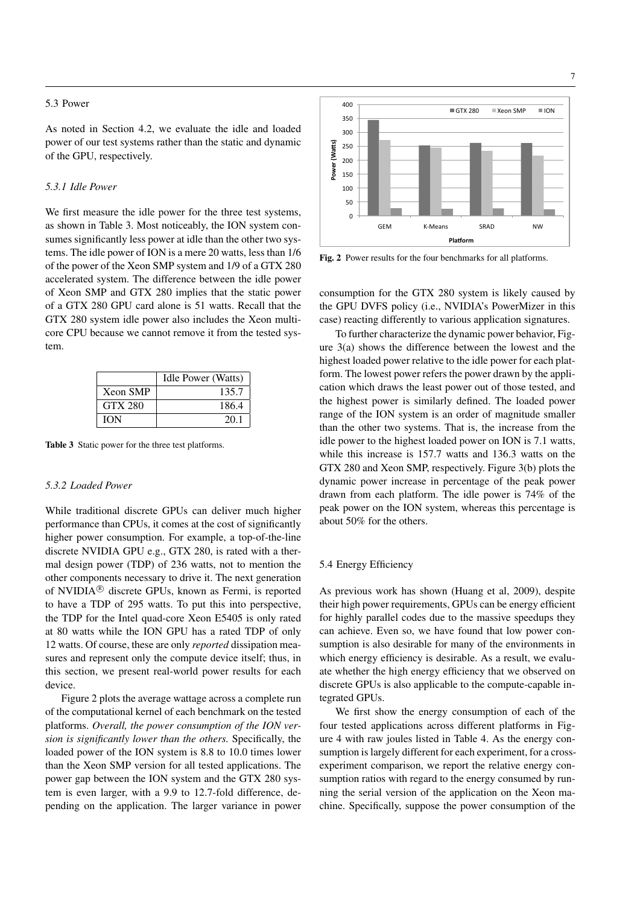### 5.3 Power

As noted in Section 4.2, we evaluate the idle and loaded power of our test systems rather than the static and dynamic of the GPU, respectively.

#### *5.3.1 Idle Power*

We first measure the idle power for the three test systems, as shown in Table 3. Most noticeably, the ION system consumes significantly less power at idle than the other two systems. The idle power of ION is a mere 20 watts, less than 1/6 of the power of the Xeon SMP system and 1/9 of a GTX 280 accelerated system. The difference between the idle power of Xeon SMP and GTX 280 implies that the static power of a GTX 280 GPU card alone is 51 watts. Recall that the GTX 280 system idle power also includes the Xeon multicore CPU because we cannot remove it from the tested system.

| | Idle Power (Watts) |
|---|---|
| Xeon SMP | 135.7 |
| GTX 280 | 186.4 |
| ION | 20.1 |

**Table 3** Static power for the three test platforms.

#### *5.3.2 Loaded Power*

While traditional discrete GPUs can deliver much higher performance than CPUs, it comes at the cost of significantly higher power consumption. For example, a top-of-the-line discrete NVIDIA GPU e.g., GTX 280, is rated with a thermal design power (TDP) of 236 watts, not to mention the other components necessary to drive it. The next generation of NVIDIA® discrete GPUs, known as Fermi, is reported to have a TDP of 295 watts. To put this into perspective, the TDP for the Intel quad-core Xeon E5405 is only rated at 80 watts while the ION GPU has a rated TDP of only 12 watts. Of course, these are only *reported* dissipation measures and represent only the compute device itself; thus, in this section, we present real-world power results for each device.

Figure 2 plots the average wattage across a complete run of the computational kernel of each benchmark on the tested platforms. *Overall, the power consumption of the ION version is significantly lower than the others.* Specifically, the loaded power of the ION system is 8.8 to 10.0 times lower than the Xeon SMP version for all tested applications. The power gap between the ION system and the GTX 280 system is even larger, with a 9.9 to 12.7-fold difference, depending on the application. The larger variance in power consumption for the GTX 280 system is likely caused by the GPU DVFS policy (i.e., NVIDIA's PowerMizer in this case) reacting differently to various application signatures.

**Fig. 2** Power results for the four benchmarks for all platforms.

To further characterize the dynamic power behavior, Figure 3(a) shows the difference between the lowest and the highest loaded power relative to the idle power for each platform. The lowest power refers the power drawn by the application which draws the least power out of those tested, and the highest power is similarly defined. The loaded power range of the ION system is an order of magnitude smaller than the other two systems. That is, the increase from the idle power to the highest loaded power on ION is 7.1 watts, while this increase is 157.7 watts and 136.3 watts on the GTX 280 and Xeon SMP, respectively. Figure 3(b) plots the dynamic power increase in percentage of the peak power drawn from each platform. The idle power is 74% of the peak power on the ION system, whereas this percentage is about 50% for the others.

### 5.4 Energy Efficiency

As previous work has shown (Huang et al, 2009), despite their high power requirements, GPUs can be energy efficient for highly parallel codes due to the massive speedups they can achieve. Even so, we have found that low power consumption is also desirable for many of the environments in which energy efficiency is desirable. As a result, we evaluate whether the high energy efficiency that we observed on discrete GPUs is also applicable to the compute-capable integrated GPUs.

We first show the energy consumption of each of the four tested applications across different platforms in Figure 4 with raw joules listed in Table 4. As the energy consumption is largely different for each experiment, for a cross-experiment comparison, we report the relative energy consumption ratios with regard to the energy consumed by running the serial version of the application on the Xeon machine. Specifically, suppose the power consumption of the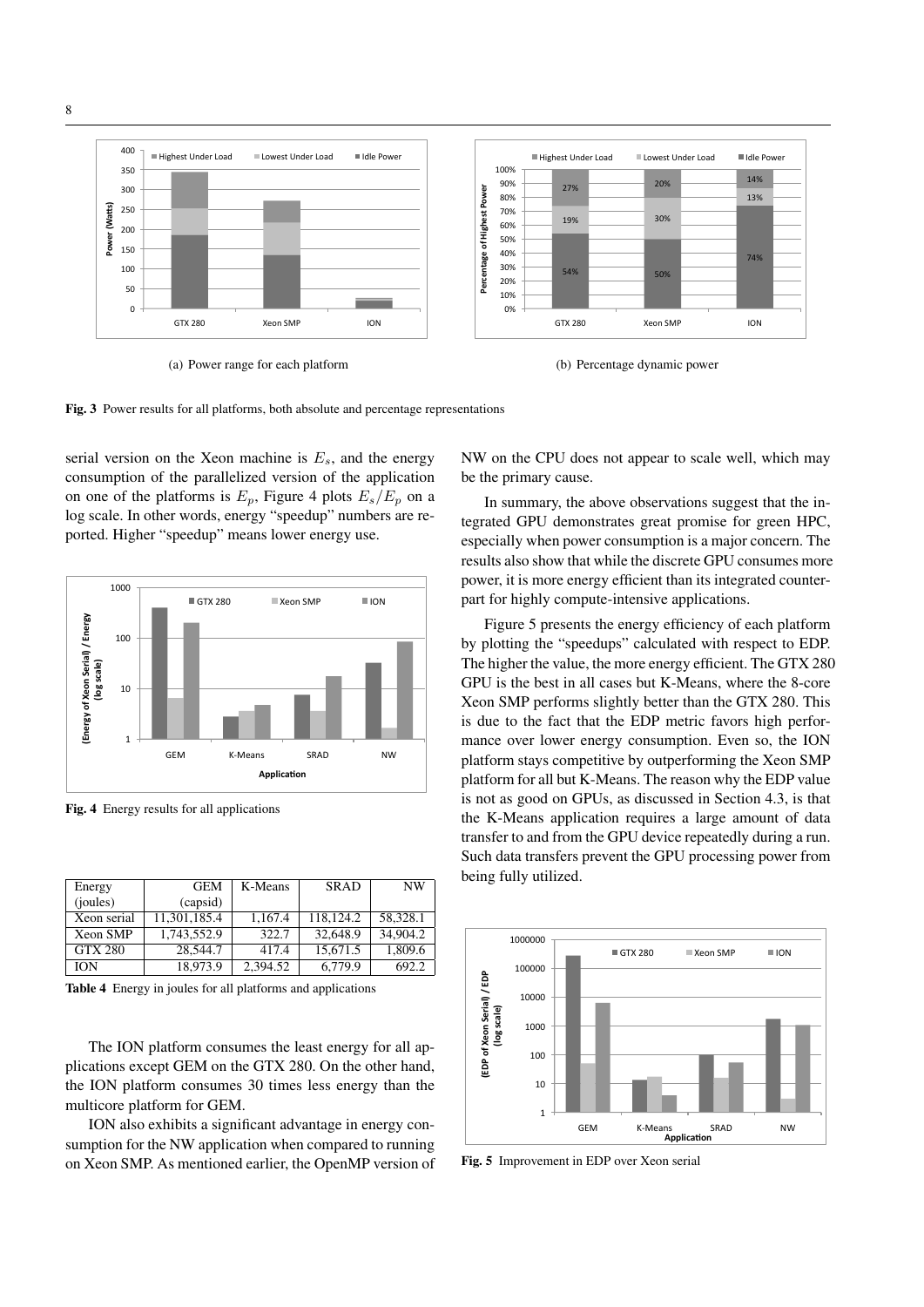(a) Power range for each platform

(b) Percentage dynamic power

**Fig. 3** Power results for all platforms, both absolute and percentage representations

serial version on the Xeon machine is $E_s$, and the energy consumption of the parallelized version of the application on one of the platforms is $E_p$, Figure 4 plots $E_s/E_p$ on a log scale. In other words, energy "speedup" numbers are reported. Higher "speedup" means lower energy use.

**Fig. 4** Energy results for all applications

| Energy (joules) | GEM (capsid) | K-Means | SRAD | NW |
|---|---|---|---|---|
| Xeon serial | 11,301,185.4 | 1,167.4 | 118,124.2 | 58,328.1 |
| Xeon SMP | 1,743,552.9 | 322.7 | 32,648.9 | 34,904.2 |
| GTX 280 | 28,544.7 | 417.4 | 15,671.5 | 1,809.6 |
| ION | 18,973.9 | 2,394.52 | 6,779.9 | 692.2 |

**Table 4** Energy in joules for all platforms and applications

The ION platform consumes the least energy for all applications except GEM on the GTX 280. On the other hand, the ION platform consumes 30 times less energy than the multicore platform for GEM.

ION also exhibits a significant advantage in energy consumption for the NW application when compared to running on Xeon SMP. As mentioned earlier, the OpenMP version of NW on the CPU does not appear to scale well, which may be the primary cause.

In summary, the above observations suggest that the integrated GPU demonstrates great promise for green HPC, especially when power consumption is a major concern. The results also show that while the discrete GPU consumes more power, it is more energy efficient than its integrated counterpart for highly compute-intensive applications.

Figure 5 presents the energy efficiency of each platform by plotting the "speedups" calculated with respect to EDP. The higher the value, the more energy efficient. The GTX 280 GPU is the best in all cases but K-Means, where the 8-core Xeon SMP performs slightly better than the GTX 280. This is due to the fact that the EDP metric favors high performance over lower energy consumption. Even so, the ION platform stays competitive by outperforming the Xeon SMP platform for all but K-Means. The reason why the EDP value is not as good on GPUs, as discussed in Section 4.3, is that the K-Means application requires a large amount of data transfer to and from the GPU device repeatedly during a run. Such data transfers prevent the GPU processing power from being fully utilized.

**Fig. 5** Improvement in EDP over Xeon serial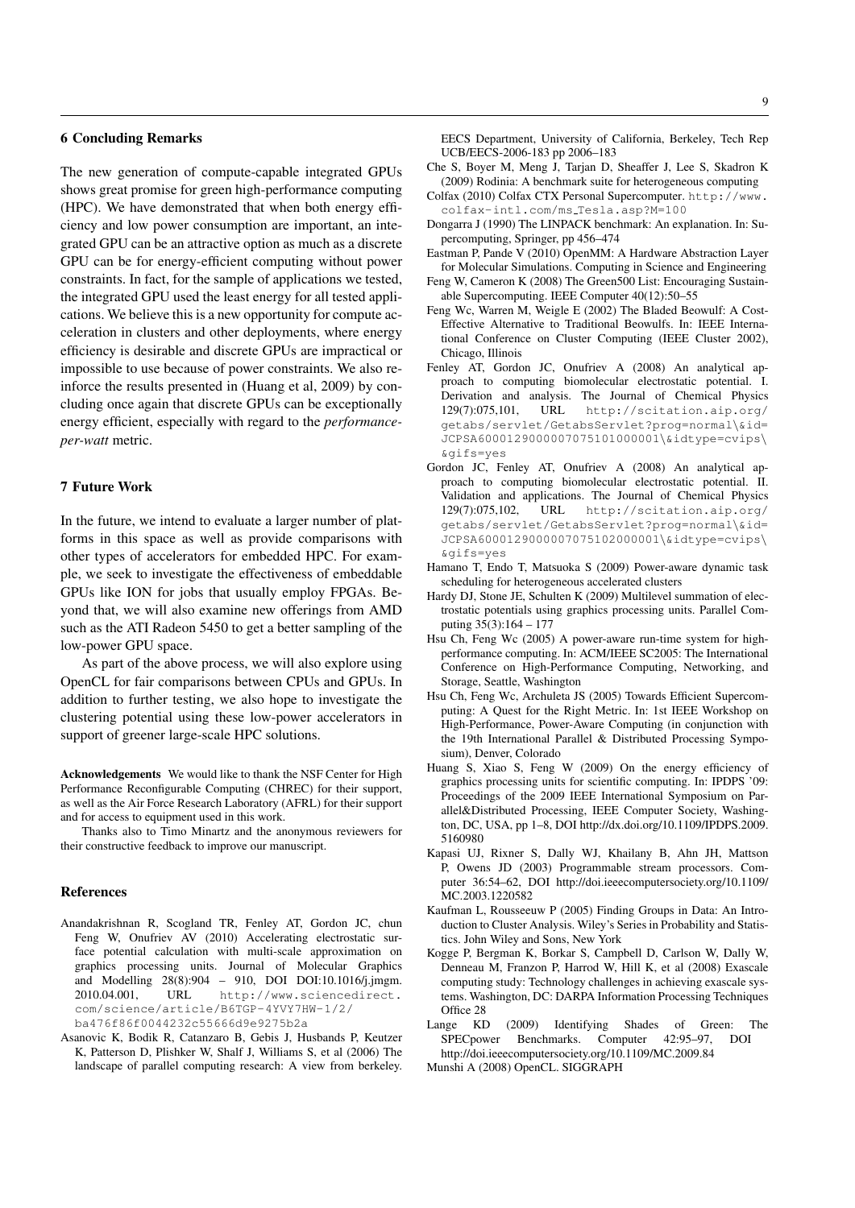## 6 Concluding Remarks

The new generation of compute-capable integrated GPUs shows great promise for green high-performance computing (HPC). We have demonstrated that when both energy efficiency and low power consumption are important, an integrated GPU can be an attractive option as much as a discrete GPU can be for energy-efficient computing without power constraints. In fact, for the sample of applications we tested, the integrated GPU used the least energy for all tested applications. We believe this is a new opportunity for compute acceleration in clusters and other deployments, where energy efficiency is desirable and discrete GPUs are impractical or impossible to use because of power constraints. We also reinforce the results presented in (Huang et al, 2009) by concluding once again that discrete GPUs can be exceptionally energy efficient, especially with regard to the *performance-per-watt* metric.

## 7 Future Work

In the future, we intend to evaluate a larger number of platforms in this space as well as provide comparisons with other types of accelerators for embedded HPC. For example, we seek to investigate the effectiveness of embeddable GPUs like ION for jobs that usually employ FPGAs. Beyond that, we will also examine new offerings from AMD such as the ATI Radeon 5450 to get a better sampling of the low-power GPU space.

As part of the above process, we will also explore using OpenCL for fair comparisons between CPUs and GPUs. In addition to further testing, we also hope to investigate the clustering potential using these low-power accelerators in support of greener large-scale HPC solutions.

**Acknowledgements** We would like to thank the NSF Center for High Performance Reconfigurable Computing (CHREC) for their support, as well as the Air Force Research Laboratory (AFRL) for their support and for access to equipment used in this work.

Thanks also to Timo Minartz and the anonymous reviewers for their constructive feedback to improve our manuscript.

## References

Anandakrishnan R, Scogland TR, Fenley AT, Gordon JC, chun Feng W, Onufriev AV (2010) Accelerating electrostatic surface potential calculation with multi-scale approximation on graphics processing units. Journal of Molecular Graphics and Modelling 28(8):904 – 910, DOI DOI:10.1016/j.jmgm.2010.04.001, URL http://www.sciencedirect.com/science/article/B6TGP-4YVY7HW-1/2/ba476f86f0044232c55666d9e9275b2a

Asanovic K, Bodik R, Catanzaro B, Gebis J, Husbands P, Keutzer K, Patterson D, Plishker W, Shalf J, Williams S, et al (2006) The landscape of parallel computing research: A view from berkeley. EECS Department, University of California, Berkeley, Tech Rep UCB/EECS-2006-183 pp 2006–183

Che S, Boyer M, Meng J, Tarjan D, Sheaffer J, Lee S, Skadron K (2009) Rodinia: A benchmark suite for heterogeneous computing

Colfax (2010) Colfax CTX Personal Supercomputer. http://www.colfax-intl.com/ms_Tesla.asp?M=100

Dongarra J (1990) The LINPACK benchmark: An explanation. In: Supercomputing, Springer, pp 456–474

Eastman P, Pande V (2010) OpenMM: A Hardware Abstraction Layer for Molecular Simulations. Computing in Science and Engineering

Feng W, Cameron K (2008) The Green500 List: Encouraging Sustainable Supercomputing. IEEE Computer 40(12):50–55

Feng Wc, Warren M, Weigle E (2002) The Bladed Beowulf: A Cost-Effective Alternative to Traditional Beowulfs. In: IEEE International Conference on Cluster Computing (IEEE Cluster 2002), Chicago, Illinois

Fenley AT, Gordon JC, Onufriev A (2008) An analytical approach to computing biomolecular electrostatic potential. I. Derivation and analysis. The Journal of Chemical Physics 129(7):075,101, URL http://scitation.aip.org/getabs/servlet/GetabsServlet?prog=normal\&id=JCPSA6000129000007075101000001\&idtype=cvips\&gifs=yes

Gordon JC, Fenley AT, Onufriev A (2008) An analytical approach to computing biomolecular electrostatic potential. II. Validation and applications. The Journal of Chemical Physics 129(7):075,102, URL http://scitation.aip.org/getabs/servlet/GetabsServlet?prog=normal\&id=JCPSA6000129000007075102000001\&idtype=cvips\&gifs=yes

Hamano T, Endo T, Matsuoka S (2009) Power-aware dynamic task scheduling for heterogeneous accelerated clusters

Hardy DJ, Stone JE, Schulten K (2009) Multilevel summation of electrostatic potentials using graphics processing units. Parallel Computing 35(3):164 – 177

Hsu Ch, Feng Wc (2005) A power-aware run-time system for high-performance computing. In: ACM/IEEE SC2005: The International Conference on High-Performance Computing, Networking, and Storage, Seattle, Washington

Hsu Ch, Feng Wc, Archuleta JS (2005) Towards Efficient Supercomputing: A Quest for the Right Metric. In: 1st IEEE Workshop on High-Performance, Power-Aware Computing (in conjunction with the 19th International Parallel & Distributed Processing Symposium), Denver, Colorado

Huang S, Xiao S, Feng W (2009) On the energy efficiency of graphics processing units for scientific computing. In: IPDPS '09: Proceedings of the 2009 IEEE International Symposium on Parallel&Distributed Processing, IEEE Computer Society, Washington, DC, USA, pp 1–8, DOI http://dx.doi.org/10.1109/IPDPS.2009.5160980

Kapasi UJ, Rixner S, Dally WJ, Khailany B, Ahn JH, Mattson P, Owens JD (2003) Programmable stream processors. Computer 36:54–62, DOI http://doi.ieeecomputersociety.org/10.1109/MC.2003.1220582

Kaufman L, Rousseeuw P (2005) Finding Groups in Data: An Introduction to Cluster Analysis. Wiley's Series in Probability and Statistics. John Wiley and Sons, New York

Kogge P, Bergman K, Borkar S, Campbell D, Carlson W, Dally W, Denneau M, Franzon P, Harrod W, Hill K, et al (2008) Exascale computing study: Technology challenges in achieving exascale systems. Washington, DC: DARPA Information Processing Techniques Office 28

Lange KD (2009) Identifying Shades of Green: The SPECpower Benchmarks. Computer 42:95–97, DOI http://doi.ieeecomputersociety.org/10.1109/MC.2009.84

Munshi A (2008) OpenCL. SIGGRAPH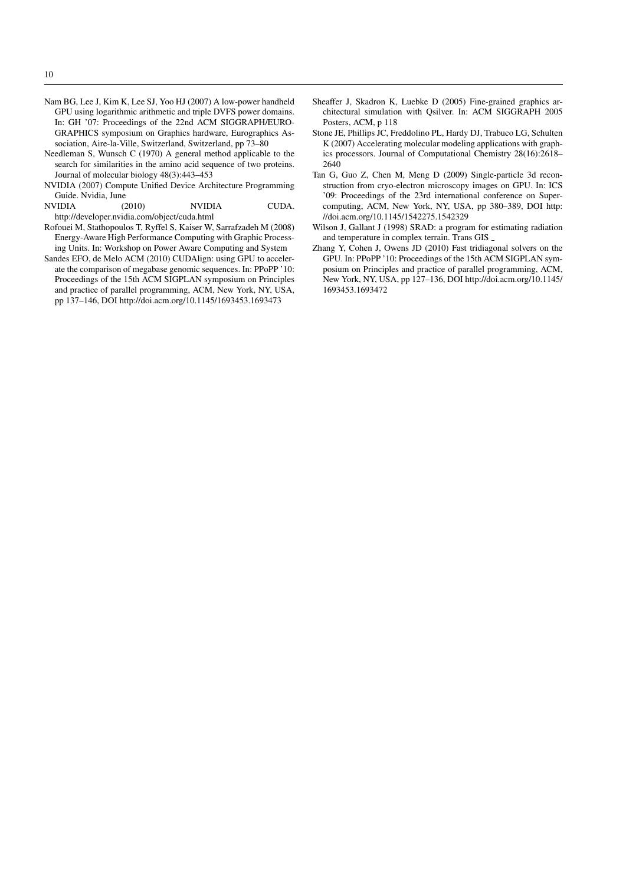Nam BG, Lee J, Kim K, Lee SJ, Yoo HJ (2007) A low-power handheld GPU using logarithmic arithmetic and triple DVFS power domains. In: GH '07: Proceedings of the 22nd ACM SIGGRAPH/EUROGRAPHICS symposium on Graphics hardware, Eurographics Association, Aire-la-Ville, Switzerland, Switzerland, pp 73–80

Needleman S, Wunsch C (1970) A general method applicable to the search for similarities in the amino acid sequence of two proteins. Journal of molecular biology 48(3):443–453

NVIDIA (2007) Compute Unified Device Architecture Programming Guide. Nvidia, June

NVIDIA (2010) NVIDIA CUDA. http://developer.nvidia.com/object/cuda.html

Rofouei M, Stathopoulos T, Ryffel S, Kaiser W, Sarrafzadeh M (2008) Energy-Aware High Performance Computing with Graphic Processing Units. In: Workshop on Power Aware Computing and System

Sandes EFO, de Melo ACM (2010) CUDAlign: using GPU to accelerate the comparison of megabase genomic sequences. In: PPoPP '10: Proceedings of the 15th ACM SIGPLAN symposium on Principles and practice of parallel programming, ACM, New York, NY, USA, pp 137–146, DOI http://doi.acm.org/10.1145/1693453.1693473

Sheaffer J, Skadron K, Luebke D (2005) Fine-grained graphics architectural simulation with Qsilver. In: ACM SIGGRAPH 2005 Posters, ACM, p 118

Stone JE, Phillips JC, Freddolino PL, Hardy DJ, Trabuco LG, Schulten K (2007) Accelerating molecular modeling applications with graphics processors. Journal of Computational Chemistry 28(16):2618–2640

Tan G, Guo Z, Chen M, Meng D (2009) Single-particle 3d reconstruction from cryo-electron microscopy images on GPU. In: ICS '09: Proceedings of the 23rd international conference on Supercomputing, ACM, New York, NY, USA, pp 380–389, DOI http://doi.acm.org/10.1145/1542275.1542329

Wilson J, Gallant J (1998) SRAD: a program for estimating radiation and temperature in complex terrain. Trans GIS _

Zhang Y, Cohen J, Owens JD (2010) Fast tridiagonal solvers on the GPU. In: PPoPP '10: Proceedings of the 15th ACM SIGPLAN symposium on Principles and practice of parallel programming, ACM, New York, NY, USA, pp 127–136, DOI http://doi.acm.org/10.1145/1693453.1693472